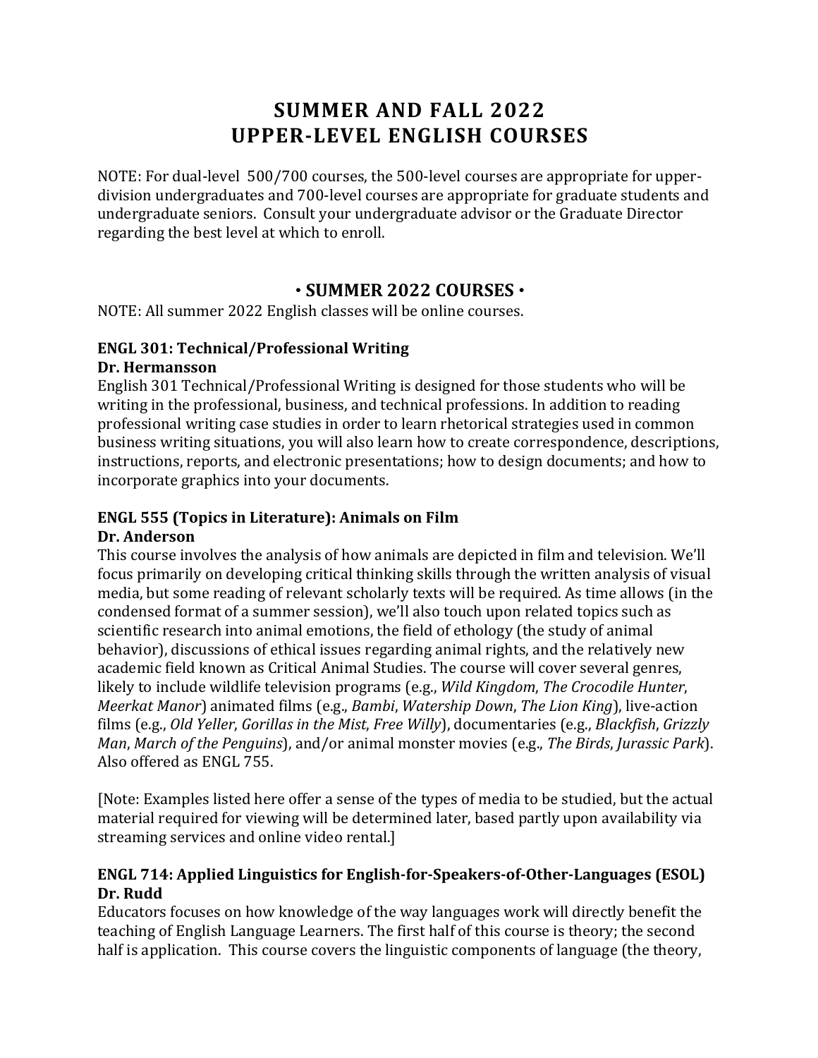# SUMMER AND FALL 2022
# UPPER-LEVEL ENGLISH COURSES

NOTE: For dual-level 500/700 courses, the 500-level courses are appropriate for upper-division undergraduates and 700-level courses are appropriate for graduate students and undergraduate seniors. Consult your undergraduate advisor or the Graduate Director regarding the best level at which to enroll.

## • SUMMER 2022 COURSES •

NOTE: All summer 2022 English classes will be online courses.

### ENGL 301: Technical/Professional Writing
**Dr. Hermansson**

English 301 Technical/Professional Writing is designed for those students who will be writing in the professional, business, and technical professions. In addition to reading professional writing case studies in order to learn rhetorical strategies used in common business writing situations, you will also learn how to create correspondence, descriptions, instructions, reports, and electronic presentations; how to design documents; and how to incorporate graphics into your documents.

### ENGL 555 (Topics in Literature): Animals on Film
**Dr. Anderson**

This course involves the analysis of how animals are depicted in film and television. We'll focus primarily on developing critical thinking skills through the written analysis of visual media, but some reading of relevant scholarly texts will be required. As time allows (in the condensed format of a summer session), we'll also touch upon related topics such as scientific research into animal emotions, the field of ethology (the study of animal behavior), discussions of ethical issues regarding animal rights, and the relatively new academic field known as Critical Animal Studies. The course will cover several genres, likely to include wildlife television programs (e.g., *Wild Kingdom*, *The Crocodile Hunter*, *Meerkat Manor*) animated films (e.g., *Bambi*, *Watership Down*, *The Lion King*), live-action films (e.g., *Old Yeller*, *Gorillas in the Mist*, *Free Willy*), documentaries (e.g., *Blackfish*, *Grizzly Man*, *March of the Penguins*), and/or animal monster movies (e.g., *The Birds*, *Jurassic Park*). Also offered as ENGL 755.

[Note: Examples listed here offer a sense of the types of media to be studied, but the actual material required for viewing will be determined later, based partly upon availability via streaming services and online video rental.]

### ENGL 714: Applied Linguistics for English-for-Speakers-of-Other-Languages (ESOL)
**Dr. Rudd**

Educators focuses on how knowledge of the way languages work will directly benefit the teaching of English Language Learners. The first half of this course is theory; the second half is application. This course covers the linguistic components of language (the theory,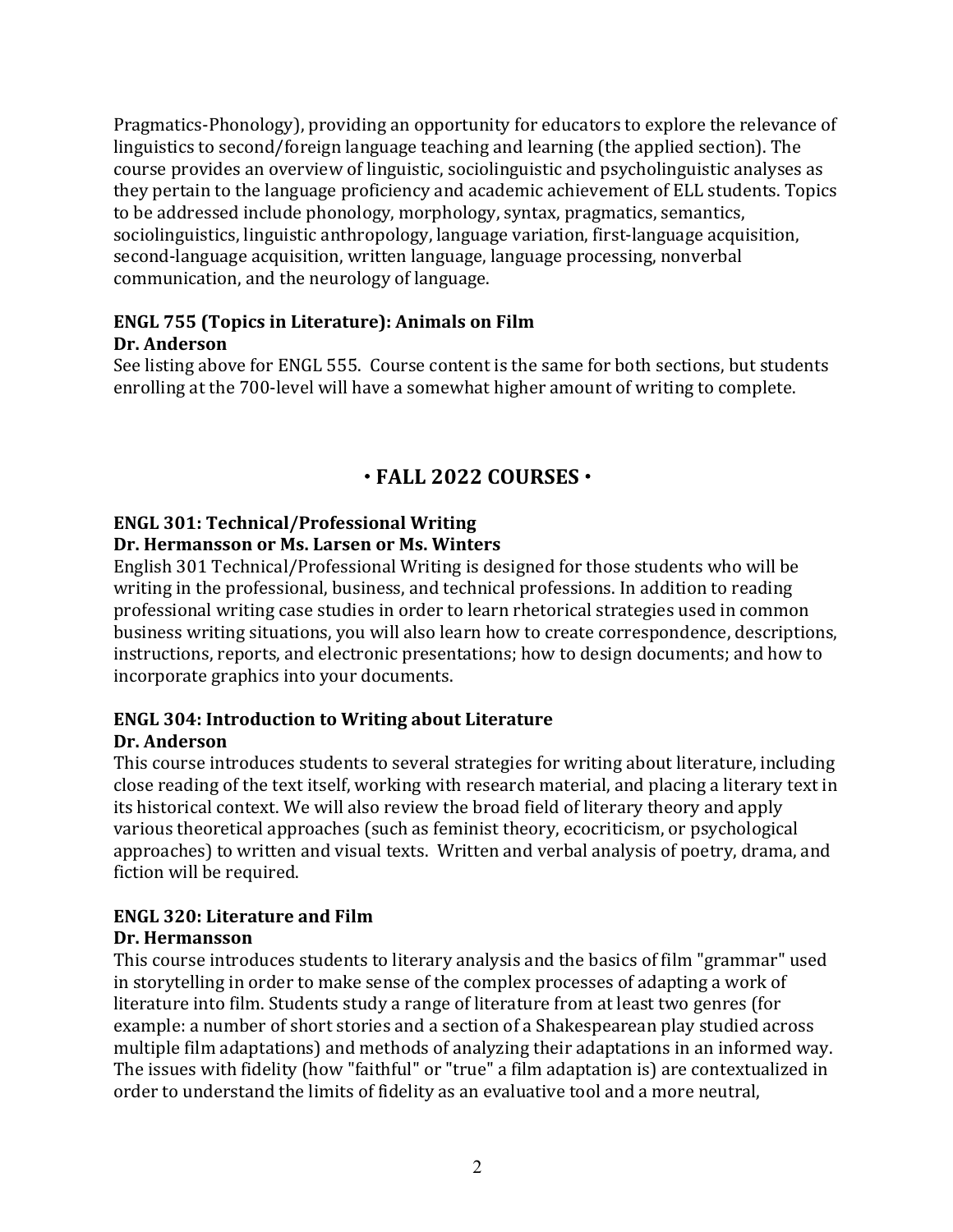Pragmatics-Phonology), providing an opportunity for educators to explore the relevance of linguistics to second/foreign language teaching and learning (the applied section). The course provides an overview of linguistic, sociolinguistic and psycholinguistic analyses as they pertain to the language proficiency and academic achievement of ELL students. Topics to be addressed include phonology, morphology, syntax, pragmatics, semantics, sociolinguistics, linguistic anthropology, language variation, first-language acquisition, second-language acquisition, written language, language processing, nonverbal communication, and the neurology of language.

### ENGL 755 (Topics in Literature): Animals on Film
**Dr. Anderson**

See listing above for ENGL 555. Course content is the same for both sections, but students enrolling at the 700-level will have a somewhat higher amount of writing to complete.

## • FALL 2022 COURSES •

### ENGL 301: Technical/Professional Writing
**Dr. Hermansson or Ms. Larsen or Ms. Winters**

English 301 Technical/Professional Writing is designed for those students who will be writing in the professional, business, and technical professions. In addition to reading professional writing case studies in order to learn rhetorical strategies used in common business writing situations, you will also learn how to create correspondence, descriptions, instructions, reports, and electronic presentations; how to design documents; and how to incorporate graphics into your documents.

### ENGL 304: Introduction to Writing about Literature
**Dr. Anderson**

This course introduces students to several strategies for writing about literature, including close reading of the text itself, working with research material, and placing a literary text in its historical context. We will also review the broad field of literary theory and apply various theoretical approaches (such as feminist theory, ecocriticism, or psychological approaches) to written and visual texts. Written and verbal analysis of poetry, drama, and fiction will be required.

### ENGL 320: Literature and Film
**Dr. Hermansson**

This course introduces students to literary analysis and the basics of film "grammar" used in storytelling in order to make sense of the complex processes of adapting a work of literature into film. Students study a range of literature from at least two genres (for example: a number of short stories and a section of a Shakespearean play studied across multiple film adaptations) and methods of analyzing their adaptations in an informed way. The issues with fidelity (how "faithful" or "true" a film adaptation is) are contextualized in order to understand the limits of fidelity as an evaluative tool and a more neutral,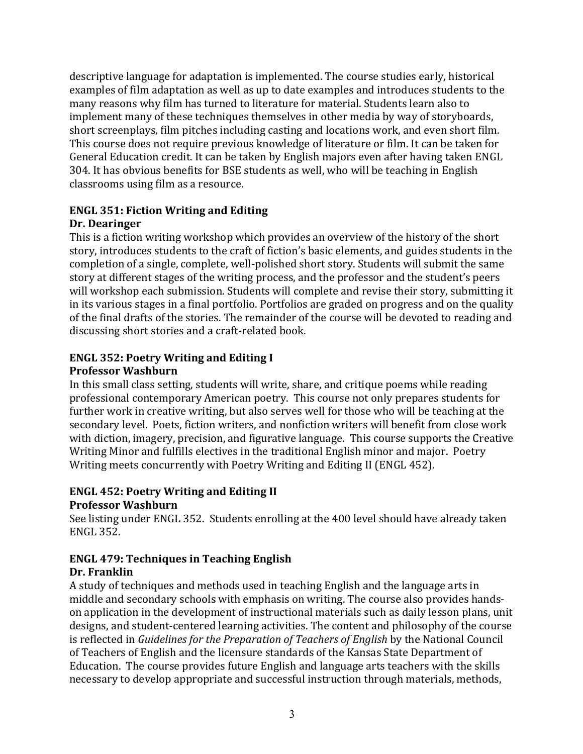descriptive language for adaptation is implemented. The course studies early, historical examples of film adaptation as well as up to date examples and introduces students to the many reasons why film has turned to literature for material. Students learn also to implement many of these techniques themselves in other media by way of storyboards, short screenplays, film pitches including casting and locations work, and even short film. This course does not require previous knowledge of literature or film. It can be taken for General Education credit. It can be taken by English majors even after having taken ENGL 304. It has obvious benefits for BSE students as well, who will be teaching in English classrooms using film as a resource.

**ENGL 351: Fiction Writing and Editing**
**Dr. Dearinger**

This is a fiction writing workshop which provides an overview of the history of the short story, introduces students to the craft of fiction's basic elements, and guides students in the completion of a single, complete, well-polished short story. Students will submit the same story at different stages of the writing process, and the professor and the student's peers will workshop each submission. Students will complete and revise their story, submitting it in its various stages in a final portfolio. Portfolios are graded on progress and on the quality of the final drafts of the stories. The remainder of the course will be devoted to reading and discussing short stories and a craft-related book.

**ENGL 352: Poetry Writing and Editing I**
**Professor Washburn**

In this small class setting, students will write, share, and critique poems while reading professional contemporary American poetry. This course not only prepares students for further work in creative writing, but also serves well for those who will be teaching at the secondary level. Poets, fiction writers, and nonfiction writers will benefit from close work with diction, imagery, precision, and figurative language. This course supports the Creative Writing Minor and fulfills electives in the traditional English minor and major. Poetry Writing meets concurrently with Poetry Writing and Editing II (ENGL 452).

**ENGL 452: Poetry Writing and Editing II**
**Professor Washburn**

See listing under ENGL 352. Students enrolling at the 400 level should have already taken ENGL 352.

**ENGL 479: Techniques in Teaching English**
**Dr. Franklin**

A study of techniques and methods used in teaching English and the language arts in middle and secondary schools with emphasis on writing. The course also provides hands-on application in the development of instructional materials such as daily lesson plans, unit designs, and student-centered learning activities. The content and philosophy of the course is reflected in *Guidelines for the Preparation of Teachers of English* by the National Council of Teachers of English and the licensure standards of the Kansas State Department of Education. The course provides future English and language arts teachers with the skills necessary to develop appropriate and successful instruction through materials, methods,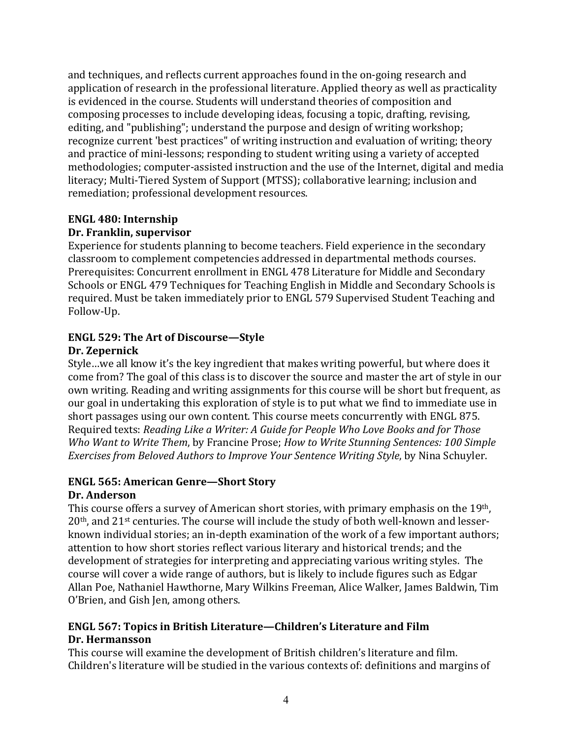and techniques, and reflects current approaches found in the on-going research and application of research in the professional literature. Applied theory as well as practicality is evidenced in the course. Students will understand theories of composition and composing processes to include developing ideas, focusing a topic, drafting, revising, editing, and "publishing"; understand the purpose and design of writing workshop; recognize current 'best practices" of writing instruction and evaluation of writing; theory and practice of mini-lessons; responding to student writing using a variety of accepted methodologies; computer-assisted instruction and the use of the Internet, digital and media literacy; Multi-Tiered System of Support (MTSS); collaborative learning; inclusion and remediation; professional development resources.

**ENGL 480: Internship**
**Dr. Franklin, supervisor**

Experience for students planning to become teachers. Field experience in the secondary classroom to complement competencies addressed in departmental methods courses. Prerequisites: Concurrent enrollment in ENGL 478 Literature for Middle and Secondary Schools or ENGL 479 Techniques for Teaching English in Middle and Secondary Schools is required. Must be taken immediately prior to ENGL 579 Supervised Student Teaching and Follow-Up.

**ENGL 529: The Art of Discourse—Style**
**Dr. Zepernick**

Style…we all know it's the key ingredient that makes writing powerful, but where does it come from? The goal of this class is to discover the source and master the art of style in our own writing. Reading and writing assignments for this course will be short but frequent, as our goal in undertaking this exploration of style is to put what we find to immediate use in short passages using our own content. This course meets concurrently with ENGL 875. Required texts: *Reading Like a Writer: A Guide for People Who Love Books and for Those Who Want to Write Them*, by Francine Prose; *How to Write Stunning Sentences: 100 Simple Exercises from Beloved Authors to Improve Your Sentence Writing Style*, by Nina Schuyler.

**ENGL 565: American Genre—Short Story**
**Dr. Anderson**

This course offers a survey of American short stories, with primary emphasis on the 19th, 20th, and 21st centuries. The course will include the study of both well-known and lesser-known individual stories; an in-depth examination of the work of a few important authors; attention to how short stories reflect various literary and historical trends; and the development of strategies for interpreting and appreciating various writing styles. The course will cover a wide range of authors, but is likely to include figures such as Edgar Allan Poe, Nathaniel Hawthorne, Mary Wilkins Freeman, Alice Walker, James Baldwin, Tim O'Brien, and Gish Jen, among others.

**ENGL 567: Topics in British Literature—Children's Literature and Film**
**Dr. Hermansson**

This course will examine the development of British children's literature and film. Children's literature will be studied in the various contexts of: definitions and margins of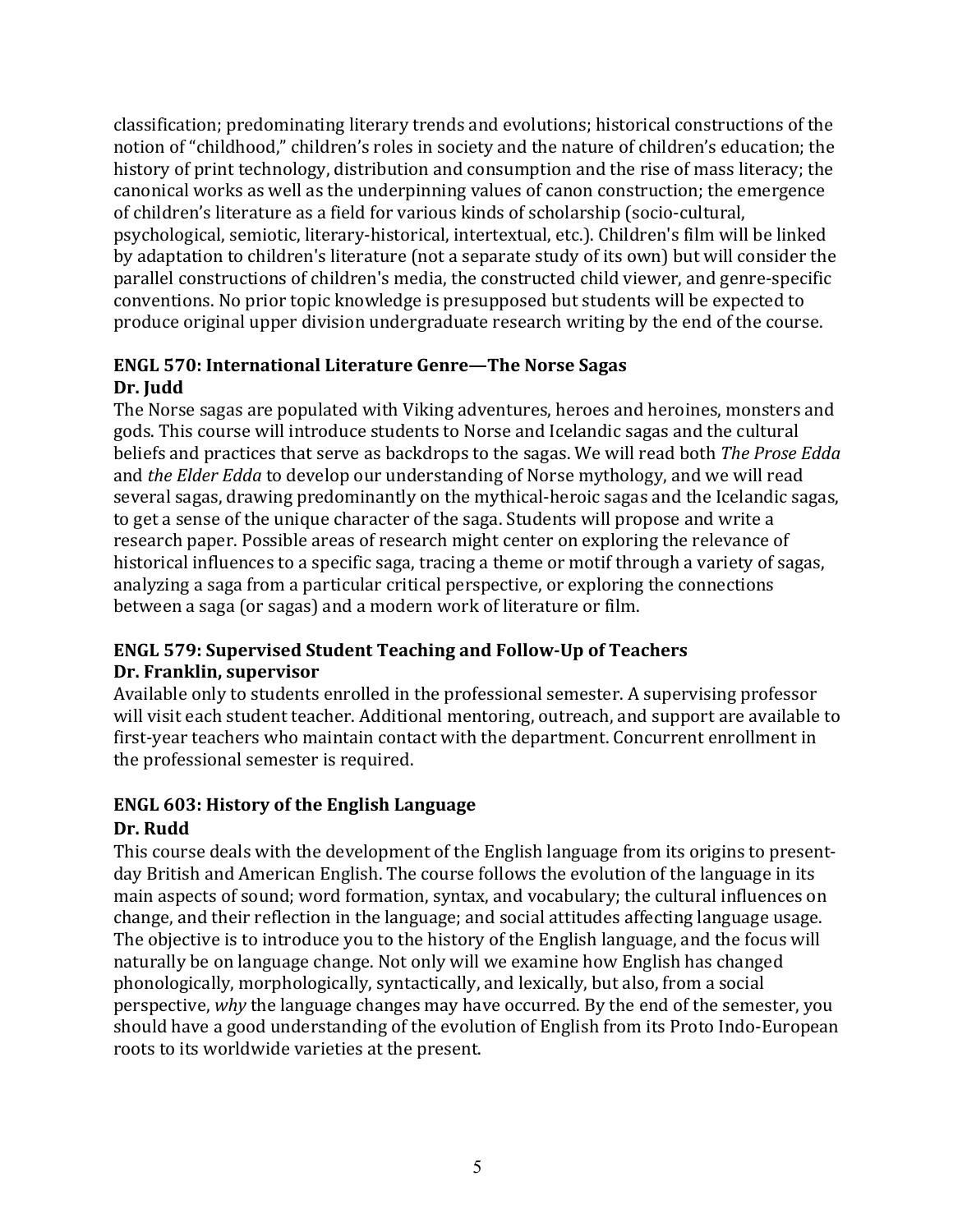classification; predominating literary trends and evolutions; historical constructions of the notion of "childhood," children's roles in society and the nature of children's education; the history of print technology, distribution and consumption and the rise of mass literacy; the canonical works as well as the underpinning values of canon construction; the emergence of children's literature as a field for various kinds of scholarship (socio-cultural, psychological, semiotic, literary-historical, intertextual, etc.). Children's film will be linked by adaptation to children's literature (not a separate study of its own) but will consider the parallel constructions of children's media, the constructed child viewer, and genre-specific conventions. No prior topic knowledge is presupposed but students will be expected to produce original upper division undergraduate research writing by the end of the course.

### ENGL 570: International Literature Genre—The Norse Sagas
**Dr. Judd**

The Norse sagas are populated with Viking adventures, heroes and heroines, monsters and gods. This course will introduce students to Norse and Icelandic sagas and the cultural beliefs and practices that serve as backdrops to the sagas. We will read both *The Prose Edda* and *the Elder Edda* to develop our understanding of Norse mythology, and we will read several sagas, drawing predominantly on the mythical-heroic sagas and the Icelandic sagas, to get a sense of the unique character of the saga. Students will propose and write a research paper. Possible areas of research might center on exploring the relevance of historical influences to a specific saga, tracing a theme or motif through a variety of sagas, analyzing a saga from a particular critical perspective, or exploring the connections between a saga (or sagas) and a modern work of literature or film.

### ENGL 579: Supervised Student Teaching and Follow-Up of Teachers
**Dr. Franklin, supervisor**

Available only to students enrolled in the professional semester. A supervising professor will visit each student teacher. Additional mentoring, outreach, and support are available to first-year teachers who maintain contact with the department. Concurrent enrollment in the professional semester is required.

### ENGL 603: History of the English Language
**Dr. Rudd**

This course deals with the development of the English language from its origins to present-day British and American English. The course follows the evolution of the language in its main aspects of sound; word formation, syntax, and vocabulary; the cultural influences on change, and their reflection in the language; and social attitudes affecting language usage. The objective is to introduce you to the history of the English language, and the focus will naturally be on language change. Not only will we examine how English has changed phonologically, morphologically, syntactically, and lexically, but also, from a social perspective, *why* the language changes may have occurred. By the end of the semester, you should have a good understanding of the evolution of English from its Proto Indo-European roots to its worldwide varieties at the present.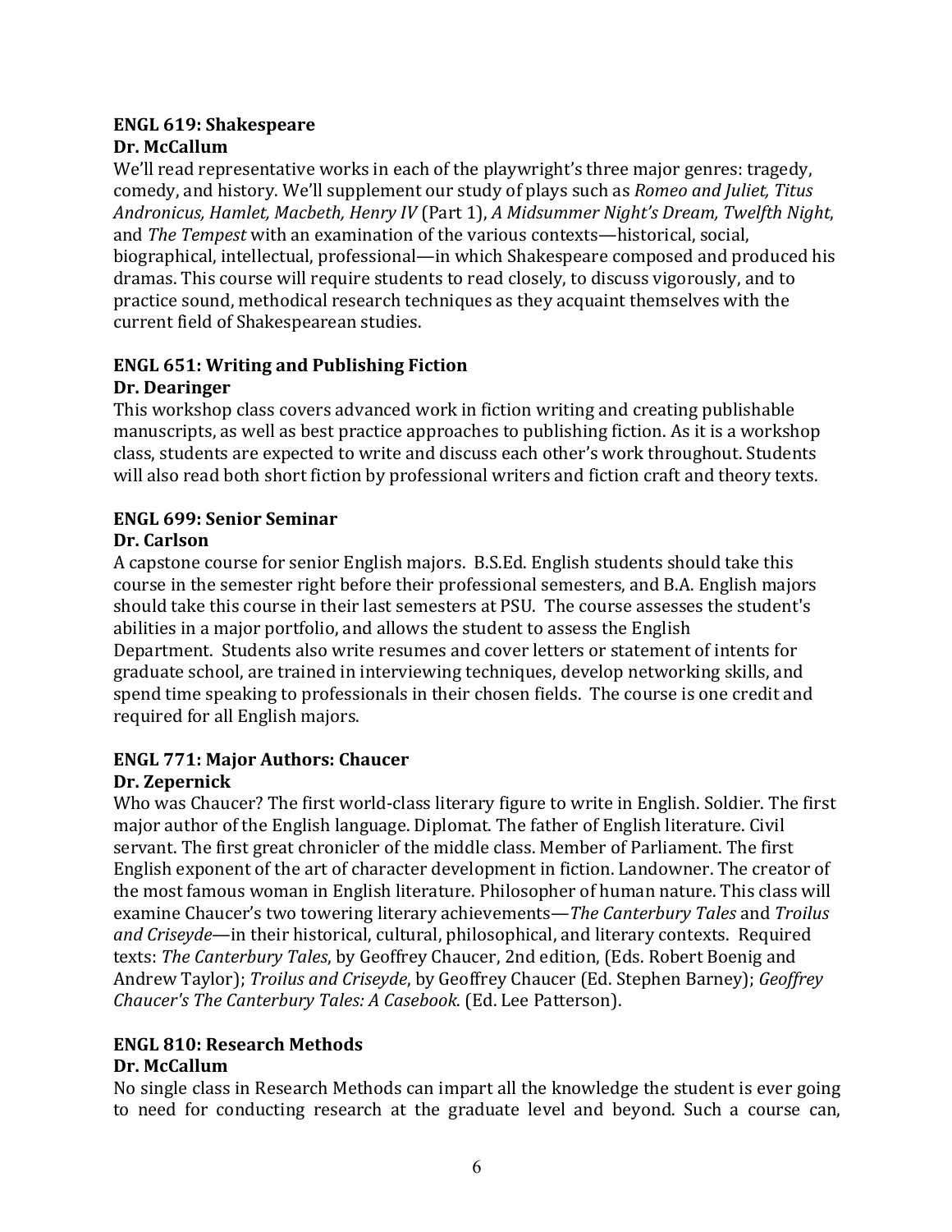**ENGL 619: Shakespeare**
**Dr. McCallum**

We'll read representative works in each of the playwright's three major genres: tragedy, comedy, and history. We'll supplement our study of plays such as *Romeo and Juliet, Titus Andronicus, Hamlet, Macbeth, Henry IV* (Part 1), *A Midsummer Night's Dream, Twelfth Night*, and *The Tempest* with an examination of the various contexts—historical, social, biographical, intellectual, professional—in which Shakespeare composed and produced his dramas. This course will require students to read closely, to discuss vigorously, and to practice sound, methodical research techniques as they acquaint themselves with the current field of Shakespearean studies.

**ENGL 651: Writing and Publishing Fiction**
**Dr. Dearinger**

This workshop class covers advanced work in fiction writing and creating publishable manuscripts, as well as best practice approaches to publishing fiction. As it is a workshop class, students are expected to write and discuss each other's work throughout. Students will also read both short fiction by professional writers and fiction craft and theory texts.

**ENGL 699: Senior Seminar**
**Dr. Carlson**

A capstone course for senior English majors. B.S.Ed. English students should take this course in the semester right before their professional semesters, and B.A. English majors should take this course in their last semesters at PSU. The course assesses the student's abilities in a major portfolio, and allows the student to assess the English Department. Students also write resumes and cover letters or statement of intents for graduate school, are trained in interviewing techniques, develop networking skills, and spend time speaking to professionals in their chosen fields. The course is one credit and required for all English majors.

**ENGL 771: Major Authors: Chaucer**
**Dr. Zepernick**

Who was Chaucer? The first world-class literary figure to write in English. Soldier. The first major author of the English language. Diplomat. The father of English literature. Civil servant. The first great chronicler of the middle class. Member of Parliament. The first English exponent of the art of character development in fiction. Landowner. The creator of the most famous woman in English literature. Philosopher of human nature. This class will examine Chaucer's two towering literary achievements—*The Canterbury Tales* and *Troilus and Criseyde*—in their historical, cultural, philosophical, and literary contexts. Required texts: *The Canterbury Tales*, by Geoffrey Chaucer, 2nd edition, (Eds. Robert Boenig and Andrew Taylor); *Troilus and Criseyde*, by Geoffrey Chaucer (Ed. Stephen Barney); *Geoffrey Chaucer's The Canterbury Tales: A Casebook*. (Ed. Lee Patterson).

**ENGL 810: Research Methods**
**Dr. McCallum**

No single class in Research Methods can impart all the knowledge the student is ever going to need for conducting research at the graduate level and beyond. Such a course can,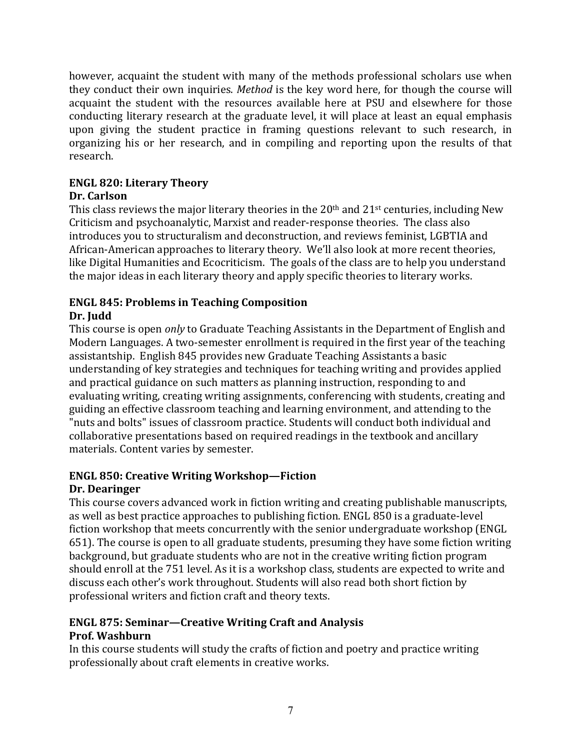however, acquaint the student with many of the methods professional scholars use when they conduct their own inquiries. *Method* is the key word here, for though the course will acquaint the student with the resources available here at PSU and elsewhere for those conducting literary research at the graduate level, it will place at least an equal emphasis upon giving the student practice in framing questions relevant to such research, in organizing his or her research, and in compiling and reporting upon the results of that research.

**ENGL 820: Literary Theory**
**Dr. Carlson**
This class reviews the major literary theories in the 20th and 21st centuries, including New Criticism and psychoanalytic, Marxist and reader-response theories. The class also introduces you to structuralism and deconstruction, and reviews feminist, LGBTIA and African-American approaches to literary theory. We'll also look at more recent theories, like Digital Humanities and Ecocriticism. The goals of the class are to help you understand the major ideas in each literary theory and apply specific theories to literary works.

**ENGL 845: Problems in Teaching Composition**
**Dr. Judd**
This course is open *only* to Graduate Teaching Assistants in the Department of English and Modern Languages. A two-semester enrollment is required in the first year of the teaching assistantship. English 845 provides new Graduate Teaching Assistants a basic understanding of key strategies and techniques for teaching writing and provides applied and practical guidance on such matters as planning instruction, responding to and evaluating writing, creating writing assignments, conferencing with students, creating and guiding an effective classroom teaching and learning environment, and attending to the "nuts and bolts" issues of classroom practice. Students will conduct both individual and collaborative presentations based on required readings in the textbook and ancillary materials. Content varies by semester.

**ENGL 850: Creative Writing Workshop—Fiction**
**Dr. Dearinger**
This course covers advanced work in fiction writing and creating publishable manuscripts, as well as best practice approaches to publishing fiction. ENGL 850 is a graduate-level fiction workshop that meets concurrently with the senior undergraduate workshop (ENGL 651). The course is open to all graduate students, presuming they have some fiction writing background, but graduate students who are not in the creative writing fiction program should enroll at the 751 level. As it is a workshop class, students are expected to write and discuss each other's work throughout. Students will also read both short fiction by professional writers and fiction craft and theory texts.

**ENGL 875: Seminar—Creative Writing Craft and Analysis**
**Prof. Washburn**
In this course students will study the crafts of fiction and poetry and practice writing professionally about craft elements in creative works.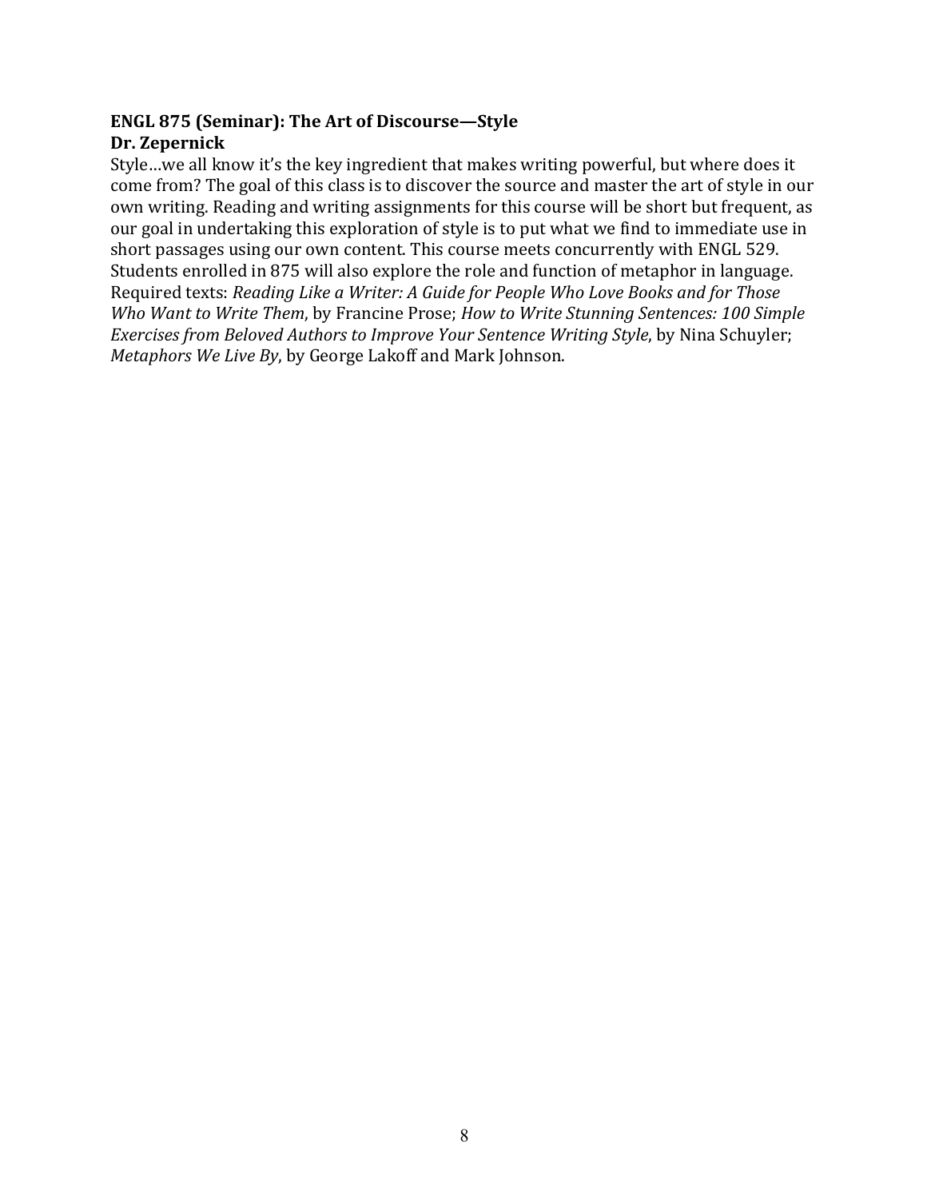**ENGL 875 (Seminar): The Art of Discourse—Style**
**Dr. Zepernick**

Style…we all know it's the key ingredient that makes writing powerful, but where does it come from? The goal of this class is to discover the source and master the art of style in our own writing. Reading and writing assignments for this course will be short but frequent, as our goal in undertaking this exploration of style is to put what we find to immediate use in short passages using our own content. This course meets concurrently with ENGL 529. Students enrolled in 875 will also explore the role and function of metaphor in language. Required texts: *Reading Like a Writer: A Guide for People Who Love Books and for Those Who Want to Write Them*, by Francine Prose; *How to Write Stunning Sentences: 100 Simple Exercises from Beloved Authors to Improve Your Sentence Writing Style*, by Nina Schuyler; *Metaphors We Live By*, by George Lakoff and Mark Johnson.